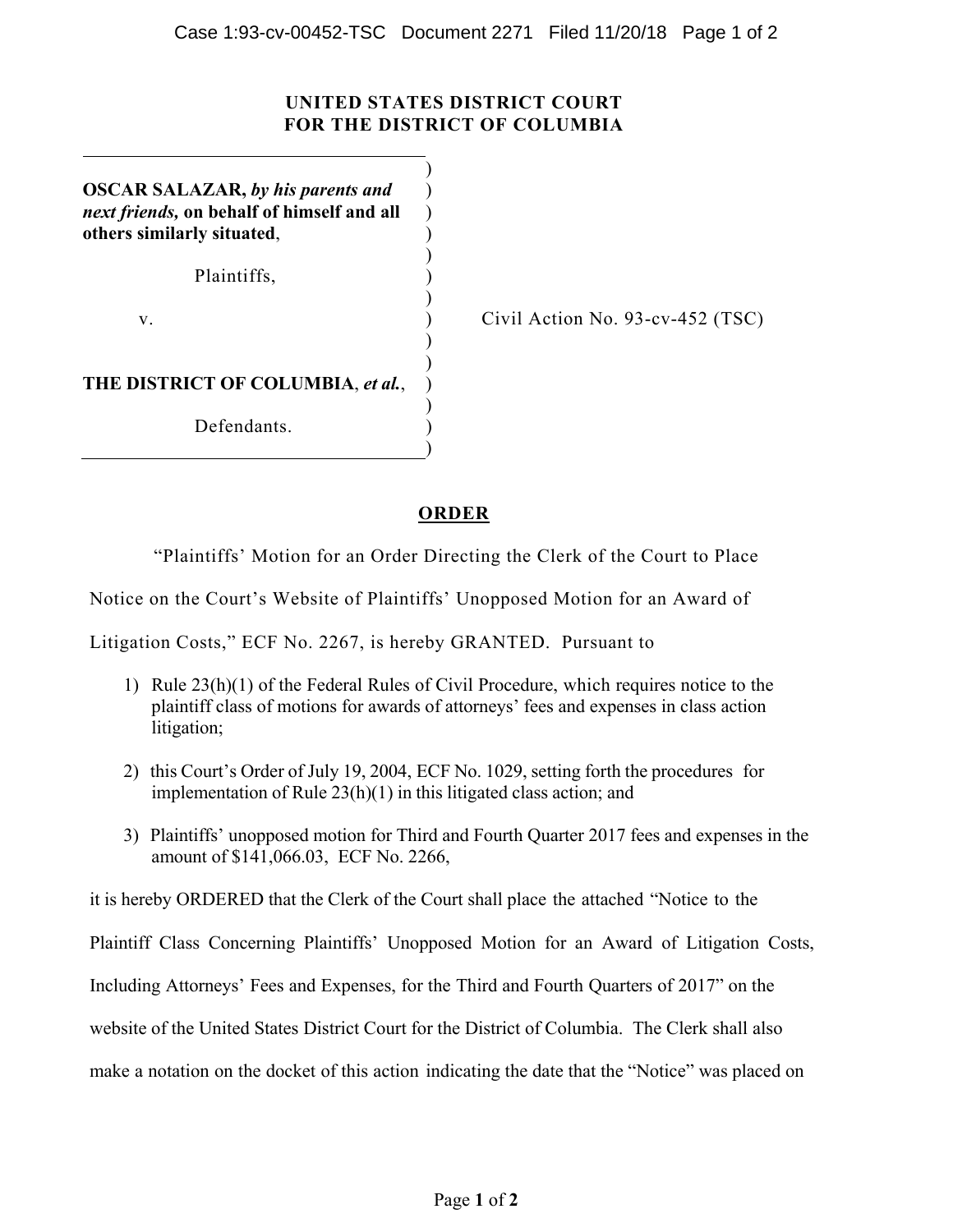**UNITED STATES DISTRICT COURT**
**FOR THE DISTRICT OF COLUMBIA**

| | | |
|---|---|---|
| **OSCAR SALAZAR,** ***by his parents and next friends,*** **on behalf of himself and all others similarly situated**, | ) | |
| Plaintiffs, | ) | |
| v. | ) | Civil Action No. 93-cv-452 (TSC) |
| **THE DISTRICT OF COLUMBIA**, ***et al.***, | ) | |
| Defendants. | ) | |

## ORDER

"Plaintiffs' Motion for an Order Directing the Clerk of the Court to Place Notice on the Court's Website of Plaintiffs' Unopposed Motion for an Award of Litigation Costs," ECF No. 2267, is hereby GRANTED. Pursuant to

1) Rule 23(h)(1) of the Federal Rules of Civil Procedure, which requires notice to the plaintiff class of motions for awards of attorneys' fees and expenses in class action litigation;

2) this Court's Order of July 19, 2004, ECF No. 1029, setting forth the procedures for implementation of Rule 23(h)(1) in this litigated class action; and

3) Plaintiffs' unopposed motion for Third and Fourth Quarter 2017 fees and expenses in the amount of $141,066.03, ECF No. 2266,

it is hereby ORDERED that the Clerk of the Court shall place the attached "Notice to the Plaintiff Class Concerning Plaintiffs' Unopposed Motion for an Award of Litigation Costs, Including Attorneys' Fees and Expenses, for the Third and Fourth Quarters of 2017" on the website of the United States District Court for the District of Columbia. The Clerk shall also make a notation on the docket of this action indicating the date that the "Notice" was placed on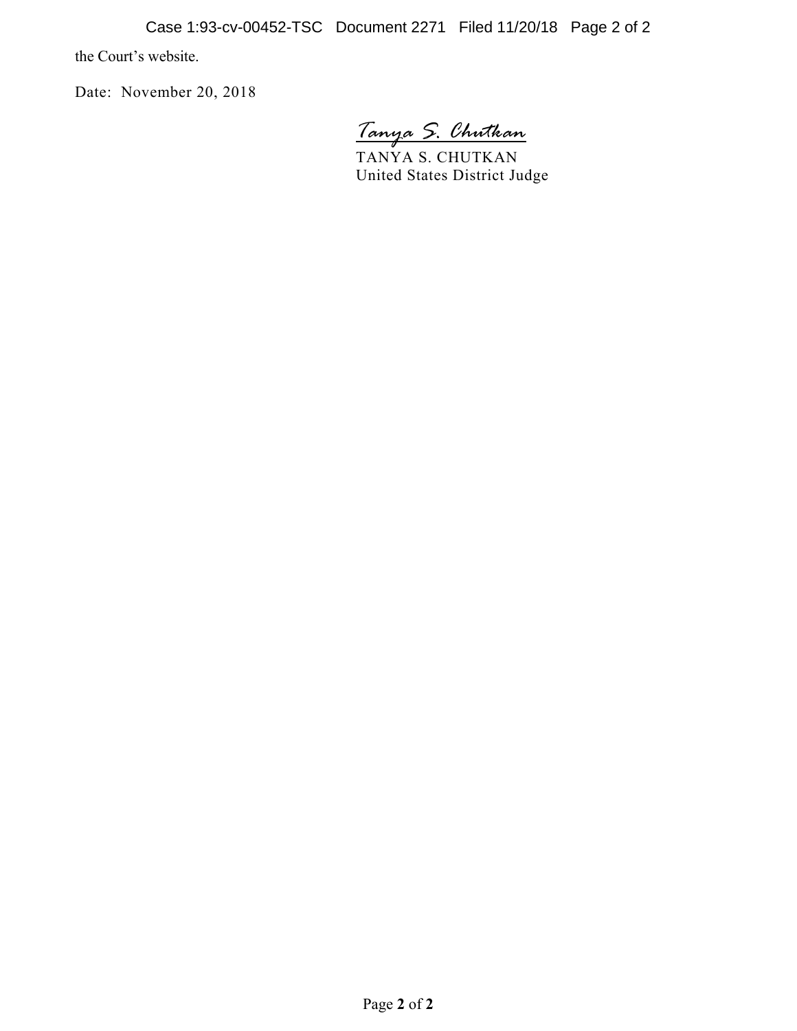the Court's website.

Date: November 20, 2018

*Tanya S. Chutkan*
TANYA S. CHUTKAN
United States District Judge